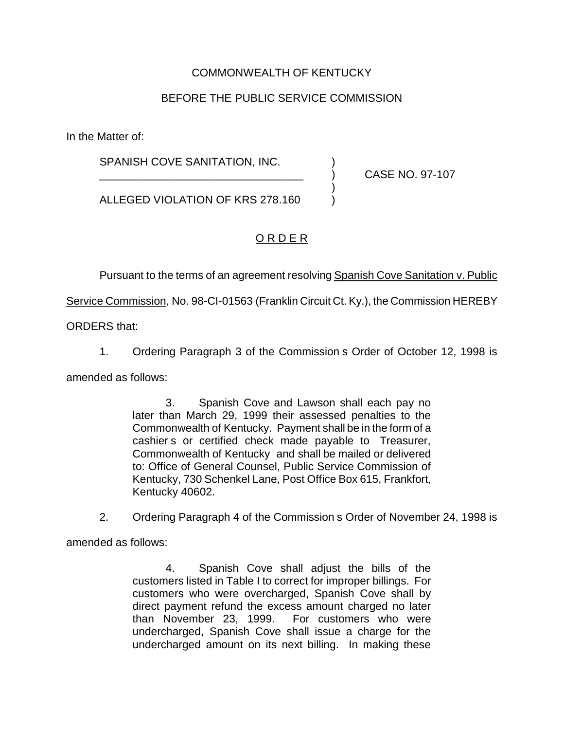COMMONWEALTH OF KENTUCKY

BEFORE THE PUBLIC SERVICE COMMISSION

In the Matter of:

SPANISH COVE SANITATION, INC. ) CASE NO. 97-107
ALLEGED VIOLATION OF KRS 278.160 )

## O R D E R

Pursuant to the terms of an agreement resolving Spanish Cove Sanitation v. Public Service Commission, No. 98-CI-01563 (Franklin Circuit Ct. Ky.), the Commission HEREBY ORDERS that:

1. Ordering Paragraph 3 of the Commission s Order of October 12, 1998 is amended as follows:

> 3. Spanish Cove and Lawson shall each pay no later than March 29, 1999 their assessed penalties to the Commonwealth of Kentucky. Payment shall be in the form of a cashier s or certified check made payable to Treasurer, Commonwealth of Kentucky and shall be mailed or delivered to: Office of General Counsel, Public Service Commission of Kentucky, 730 Schenkel Lane, Post Office Box 615, Frankfort, Kentucky 40602.

2. Ordering Paragraph 4 of the Commission s Order of November 24, 1998 is amended as follows:

> 4. Spanish Cove shall adjust the bills of the customers listed in Table I to correct for improper billings. For customers who were overcharged, Spanish Cove shall by direct payment refund the excess amount charged no later than November 23, 1999. For customers who were undercharged, Spanish Cove shall issue a charge for the undercharged amount on its next billing. In making these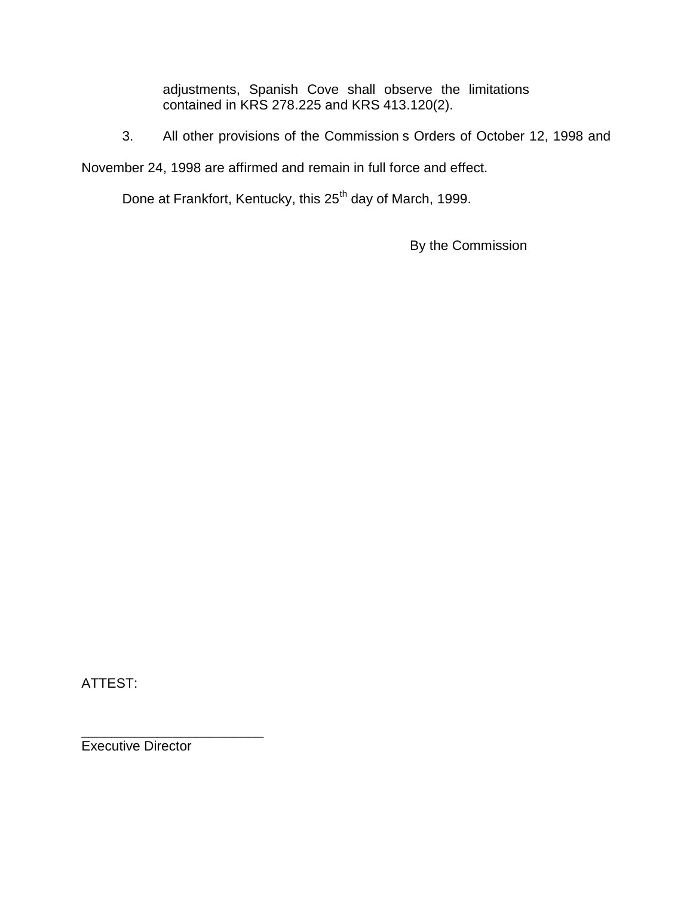adjustments, Spanish Cove shall observe the limitations contained in KRS 278.225 and KRS 413.120(2).

3. All other provisions of the Commission s Orders of October 12, 1998 and November 24, 1998 are affirmed and remain in full force and effect.

Done at Frankfort, Kentucky, this 25th day of March, 1999.

By the Commission

ATTEST:

\_\_\_\_\_\_\_\_\_\_\_\_\_\_\_\_\_\_\_\_\_\_\_\_\_

Executive Director